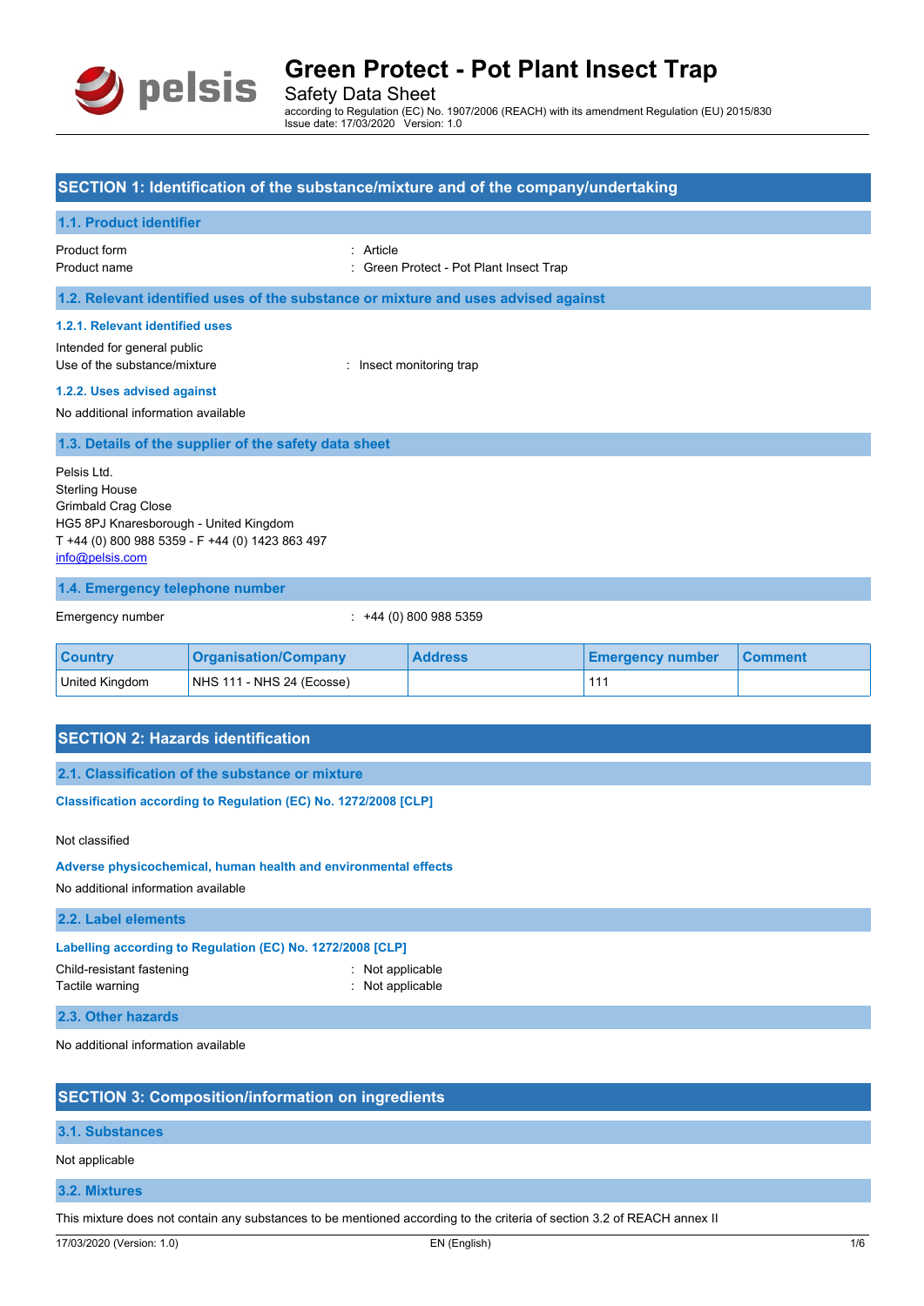# Green Protect - Pot Plant Insect Trap

Safety Data Sheet

according to Regulation (EC) No. 1907/2006 (REACH) with its amendment Regulation (EU) 2015/830

Issue date: 17/03/2020 Version: 1.0

## SECTION 1: Identification of the substance/mixture and of the company/undertaking

### 1.1. Product identifier

Product form : Article

Product name : Green Protect - Pot Plant Insect Trap

### 1.2. Relevant identified uses of the substance or mixture and uses advised against

#### 1.2.1. Relevant identified uses

Intended for general public

Use of the substance/mixture : Insect monitoring trap

#### 1.2.2. Uses advised against

No additional information available

### 1.3. Details of the supplier of the safety data sheet

Pelsis Ltd.
Sterling House
Grimbald Crag Close
HG5 8PJ Knaresborough - United Kingdom
T +44 (0) 800 988 5359 - F +44 (0) 1423 863 497
info@pelsis.com

### 1.4. Emergency telephone number

Emergency number : +44 (0) 800 988 5359

| Country | Organisation/Company | Address | Emergency number | Comment |
|---|---|---|---|---|
| United Kingdom | NHS 111 - NHS 24 (Ecosse) | | 111 | |

## SECTION 2: Hazards identification

### 2.1. Classification of the substance or mixture

**Classification according to Regulation (EC) No. 1272/2008 [CLP]**

Not classified

**Adverse physicochemical, human health and environmental effects**

No additional information available

### 2.2. Label elements

**Labelling according to Regulation (EC) No. 1272/2008 [CLP]**

Child-resistant fastening : Not applicable

Tactile warning : Not applicable

### 2.3. Other hazards

No additional information available

## SECTION 3: Composition/information on ingredients

### 3.1. Substances

Not applicable

### 3.2. Mixtures

This mixture does not contain any substances to be mentioned according to the criteria of section 3.2 of REACH annex II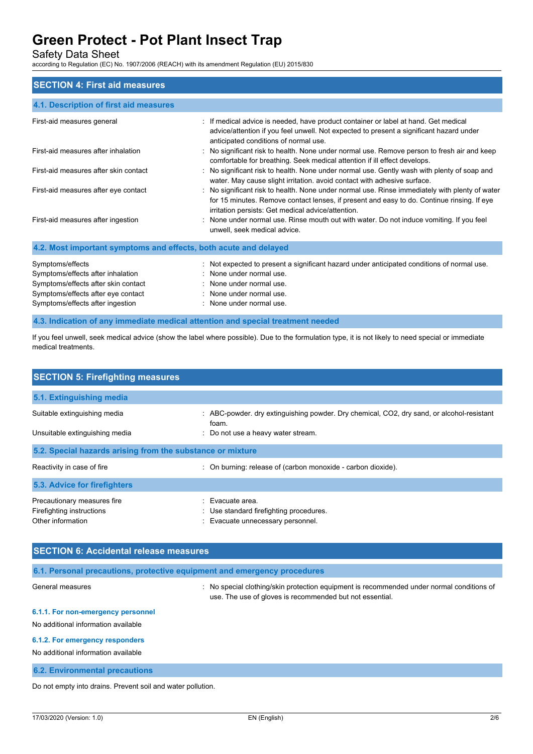## SECTION 4: First aid measures

### 4.1. Description of first aid measures

| | |
|---|---|
| First-aid measures general | : If medical advice is needed, have product container or label at hand. Get medical advice/attention if you feel unwell. Not expected to present a significant hazard under anticipated conditions of normal use. |
| First-aid measures after inhalation | : No significant risk to health. None under normal use. Remove person to fresh air and keep comfortable for breathing. Seek medical attention if ill effect develops. |
| First-aid measures after skin contact | : No significant risk to health. None under normal use. Gently wash with plenty of soap and water. May cause slight irritation. avoid contact with adhesive surface. |
| First-aid measures after eye contact | : No significant risk to health. None under normal use. Rinse immediately with plenty of water for 15 minutes. Remove contact lenses, if present and easy to do. Continue rinsing. If eye irritation persists: Get medical advice/attention. |
| First-aid measures after ingestion | : None under normal use. Rinse mouth out with water. Do not induce vomiting. If you feel unwell, seek medical advice. |

### 4.2. Most important symptoms and effects, both acute and delayed

| | |
|---|---|
| Symptoms/effects | : Not expected to present a significant hazard under anticipated conditions of normal use. |
| Symptoms/effects after inhalation | : None under normal use. |
| Symptoms/effects after skin contact | : None under normal use. |
| Symptoms/effects after eye contact | : None under normal use. |
| Symptoms/effects after ingestion | : None under normal use. |

### 4.3. Indication of any immediate medical attention and special treatment needed

If you feel unwell, seek medical advice (show the label where possible). Due to the formulation type, it is not likely to need special or immediate medical treatments.

## SECTION 5: Firefighting measures

### 5.1. Extinguishing media

| | |
|---|---|
| Suitable extinguishing media | : ABC-powder. dry extinguishing powder. Dry chemical, $CO_2$, dry sand, or alcohol-resistant foam. |
| Unsuitable extinguishing media | : Do not use a heavy water stream. |

### 5.2. Special hazards arising from the substance or mixture

| | |
|---|---|
| Reactivity in case of fire | : On burning: release of (carbon monoxide - carbon dioxide). |

### 5.3. Advice for firefighters

| | |
|---|---|
| Precautionary measures fire | : Evacuate area. |
| Firefighting instructions | : Use standard firefighting procedures. |
| Other information | : Evacuate unnecessary personnel. |

## SECTION 6: Accidental release measures

### 6.1. Personal precautions, protective equipment and emergency procedures

| | |
|---|---|
| General measures | : No special clothing/skin protection equipment is recommended under normal conditions of use. The use of gloves is recommended but not essential. |

#### 6.1.1. For non-emergency personnel

No additional information available

#### 6.1.2. For emergency responders

No additional information available

### 6.2. Environmental precautions

Do not empty into drains. Prevent soil and water pollution.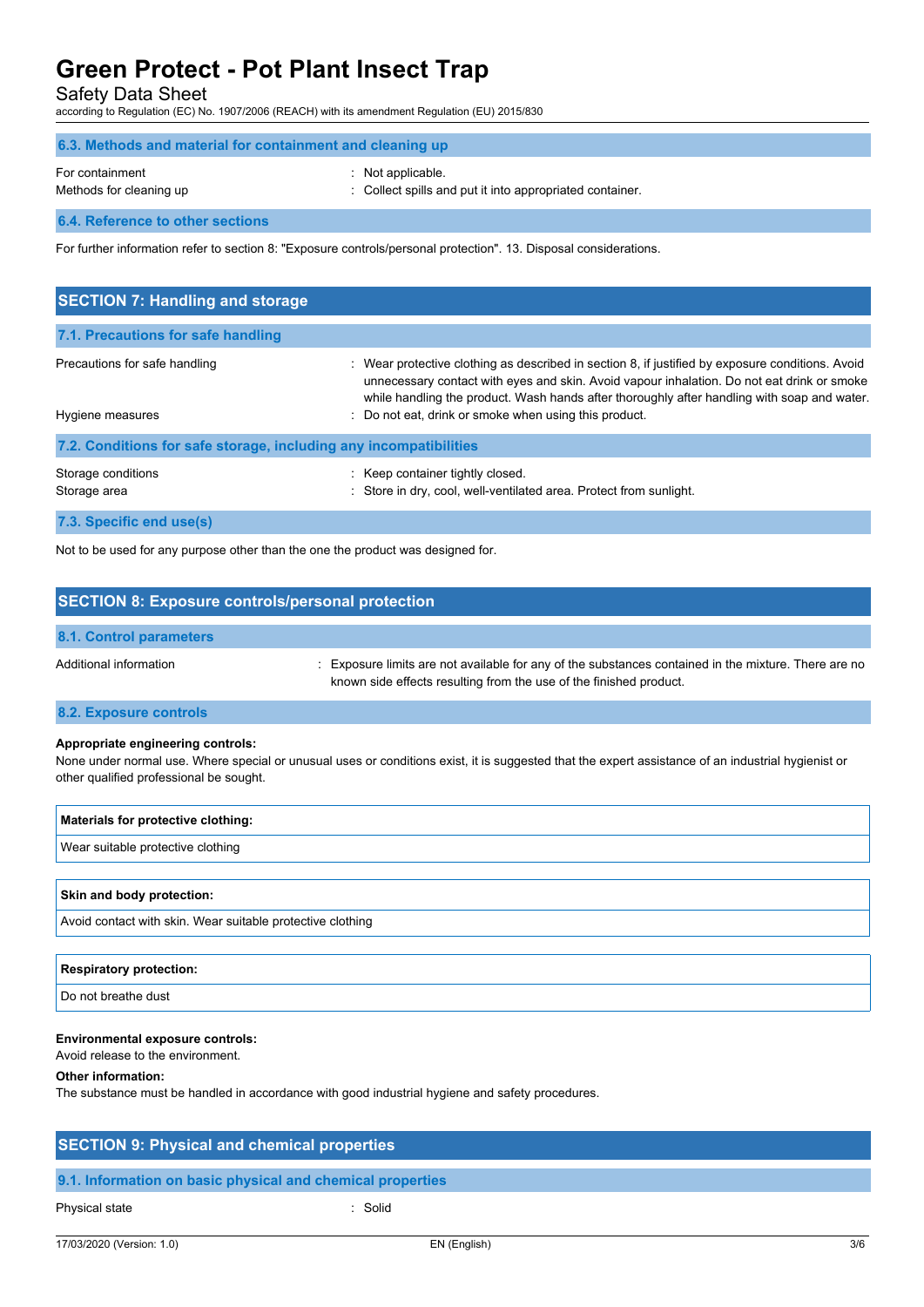## 6.3. Methods and material for containment and cleaning up

For containment : Not applicable.
Methods for cleaning up : Collect spills and put it into appropriated container.

## 6.4. Reference to other sections

For further information refer to section 8: "Exposure controls/personal protection". 13. Disposal considerations.

# SECTION 7: Handling and storage

## 7.1. Precautions for safe handling

Precautions for safe handling : Wear protective clothing as described in section 8, if justified by exposure conditions. Avoid unnecessary contact with eyes and skin. Avoid vapour inhalation. Do not eat drink or smoke while handling the product. Wash hands after thoroughly after handling with soap and water.
Hygiene measures : Do not eat, drink or smoke when using this product.

## 7.2. Conditions for safe storage, including any incompatibilities

Storage conditions : Keep container tightly closed.
Storage area : Store in dry, cool, well-ventilated area. Protect from sunlight.

## 7.3. Specific end use(s)

Not to be used for any purpose other than the one the product was designed for.

# SECTION 8: Exposure controls/personal protection

## 8.1. Control parameters

Additional information : Exposure limits are not available for any of the substances contained in the mixture. There are no known side effects resulting from the use of the finished product.

## 8.2. Exposure controls

**Appropriate engineering controls:**
None under normal use. Where special or unusual uses or conditions exist, it is suggested that the expert assistance of an industrial hygienist or other qualified professional be sought.

| **Materials for protective clothing:** |
|---|
| Wear suitable protective clothing |

| **Skin and body protection:** |
|---|
| Avoid contact with skin. Wear suitable protective clothing |

| **Respiratory protection:** |
|---|
| Do not breathe dust |

**Environmental exposure controls:**
Avoid release to the environment.

**Other information:**
The substance must be handled in accordance with good industrial hygiene and safety procedures.

# SECTION 9: Physical and chemical properties

## 9.1. Information on basic physical and chemical properties

Physical state : Solid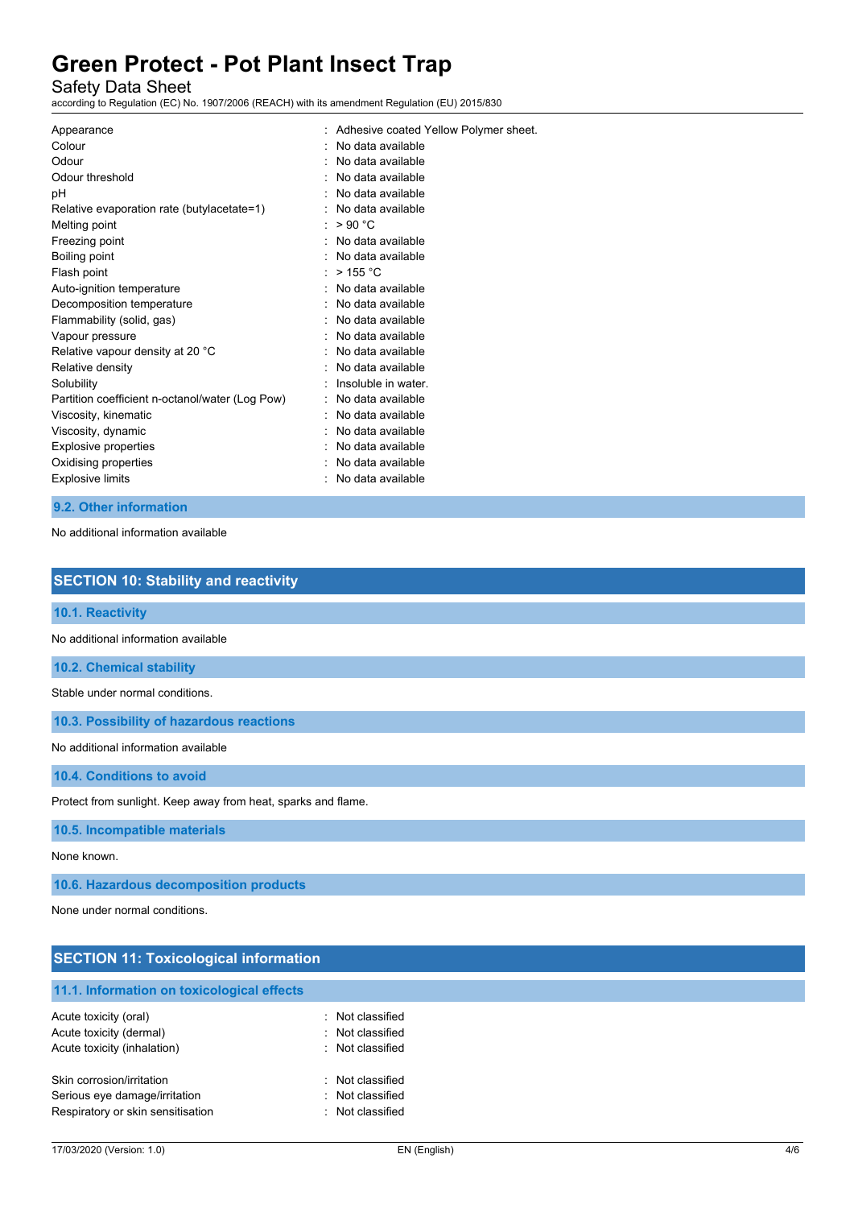| | |
|---|---|
| Appearance | : Adhesive coated Yellow Polymer sheet. |
| Colour | : No data available |
| Odour | : No data available |
| Odour threshold | : No data available |
| pH | : No data available |
| Relative evaporation rate (butylacetate=1) | : No data available |
| Melting point | : > 90 °C |
| Freezing point | : No data available |
| Boiling point | : No data available |
| Flash point | : > 155 °C |
| Auto-ignition temperature | : No data available |
| Decomposition temperature | : No data available |
| Flammability (solid, gas) | : No data available |
| Vapour pressure | : No data available |
| Relative vapour density at 20 °C | : No data available |
| Relative density | : No data available |
| Solubility | : Insoluble in water. |
| Partition coefficient n-octanol/water (Log Pow) | : No data available |
| Viscosity, kinematic | : No data available |
| Viscosity, dynamic | : No data available |
| Explosive properties | : No data available |
| Oxidising properties | : No data available |
| Explosive limits | : No data available |

### 9.2. Other information

No additional information available

## SECTION 10: Stability and reactivity

### 10.1. Reactivity

No additional information available

### 10.2. Chemical stability

Stable under normal conditions.

### 10.3. Possibility of hazardous reactions

No additional information available

### 10.4. Conditions to avoid

Protect from sunlight. Keep away from heat, sparks and flame.

### 10.5. Incompatible materials

None known.

### 10.6. Hazardous decomposition products

None under normal conditions.

## SECTION 11: Toxicological information

### 11.1. Information on toxicological effects

| | |
|---|---|
| Acute toxicity (oral) | : Not classified |
| Acute toxicity (dermal) | : Not classified |
| Acute toxicity (inhalation) | : Not classified |

| | |
|---|---|
| Skin corrosion/irritation | : Not classified |
| Serious eye damage/irritation | : Not classified |
| Respiratory or skin sensitisation | : Not classified |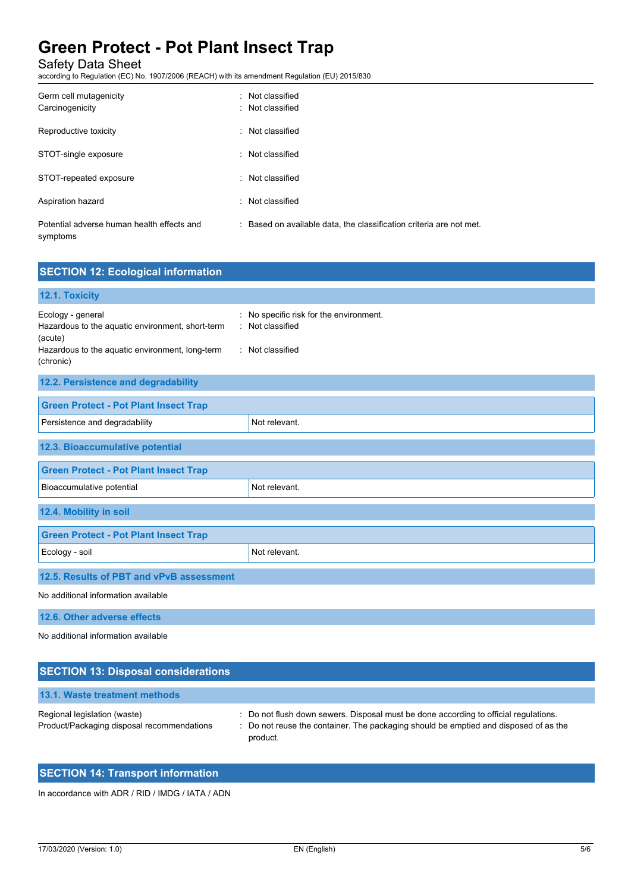| | |
|---|---|
| Germ cell mutagenicity | : Not classified |
| Carcinogenicity | : Not classified |
| Reproductive toxicity | : Not classified |
| STOT-single exposure | : Not classified |
| STOT-repeated exposure | : Not classified |
| Aspiration hazard | : Not classified |
| Potential adverse human health effects and symptoms | : Based on available data, the classification criteria are not met. |

## SECTION 12: Ecological information

### 12.1. Toxicity

| | |
|---|---|
| Ecology - general | : No specific risk for the environment. |
| Hazardous to the aquatic environment, short-term (acute) | : Not classified |
| Hazardous to the aquatic environment, long-term (chronic) | : Not classified |

### 12.2. Persistence and degradability

| Green Protect - Pot Plant Insect Trap | |
|---|---|
| Persistence and degradability | Not relevant. |

### 12.3. Bioaccumulative potential

| Green Protect - Pot Plant Insect Trap | |
|---|---|
| Bioaccumulative potential | Not relevant. |

### 12.4. Mobility in soil

| Green Protect - Pot Plant Insect Trap | |
|---|---|
| Ecology - soil | Not relevant. |

### 12.5. Results of PBT and vPvB assessment

No additional information available

### 12.6. Other adverse effects

No additional information available

## SECTION 13: Disposal considerations

### 13.1. Waste treatment methods

| | |
|---|---|
| Regional legislation (waste) | : Do not flush down sewers. Disposal must be done according to official regulations. |
| Product/Packaging disposal recommendations | : Do not reuse the container. The packaging should be emptied and disposed of as the product. |

## SECTION 14: Transport information

In accordance with ADR / RID / IMDG / IATA / ADN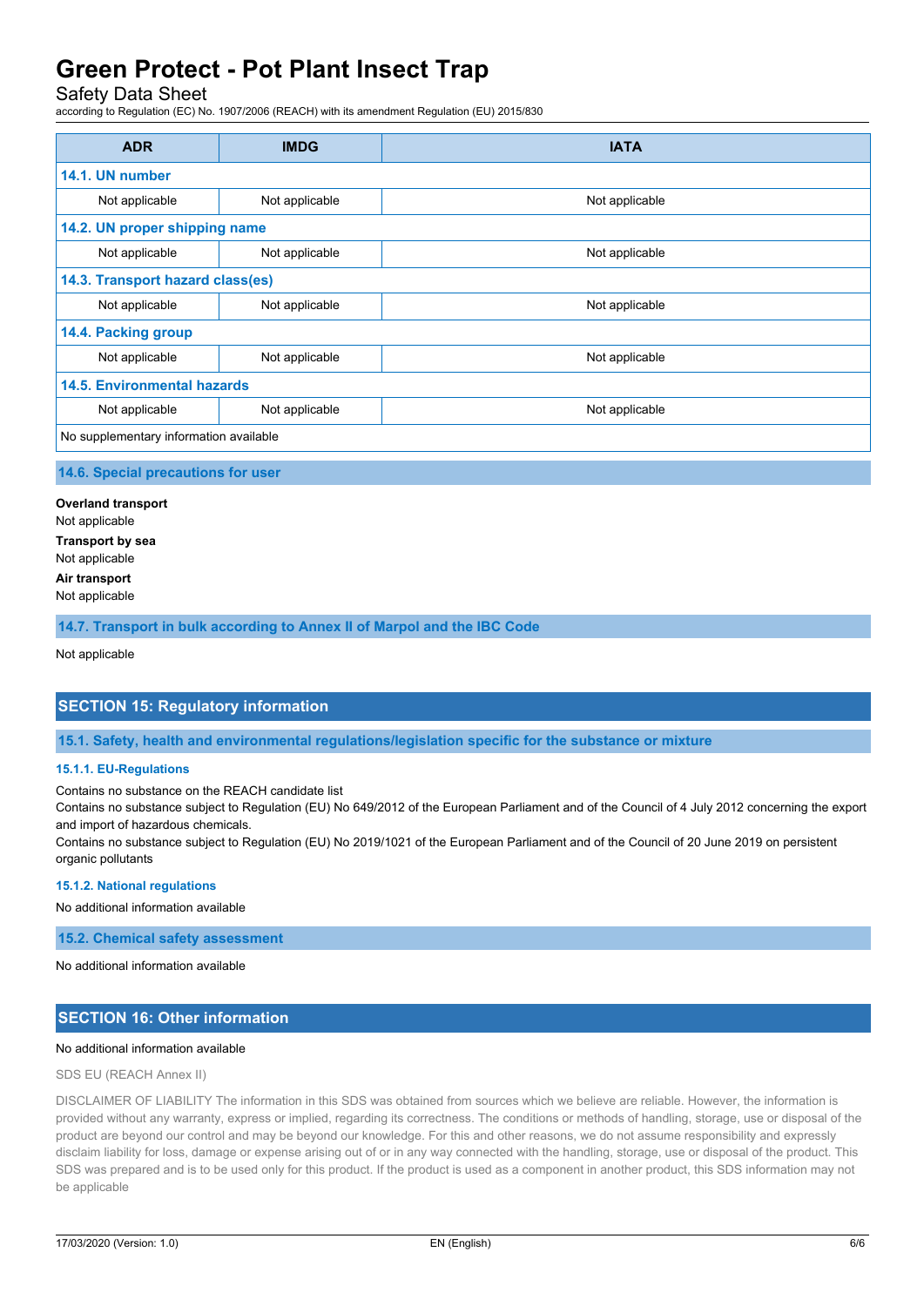| ADR | IMDG | IATA |
|---|---|---|
| **14.1. UN number** | | |
| Not applicable | Not applicable | Not applicable |
| **14.2. UN proper shipping name** | | |
| Not applicable | Not applicable | Not applicable |
| **14.3. Transport hazard class(es)** | | |
| Not applicable | Not applicable | Not applicable |
| **14.4. Packing group** | | |
| Not applicable | Not applicable | Not applicable |
| **14.5. Environmental hazards** | | |
| Not applicable | Not applicable | Not applicable |
| No supplementary information available | | |

### 14.6. Special precautions for user

**Overland transport**
Not applicable

**Transport by sea**
Not applicable

**Air transport**
Not applicable

### 14.7. Transport in bulk according to Annex II of Marpol and the IBC Code

Not applicable

## SECTION 15: Regulatory information

### 15.1. Safety, health and environmental regulations/legislation specific for the substance or mixture

#### 15.1.1. EU-Regulations

Contains no substance on the REACH candidate list
Contains no substance subject to Regulation (EU) No 649/2012 of the European Parliament and of the Council of 4 July 2012 concerning the export and import of hazardous chemicals.
Contains no substance subject to Regulation (EU) No 2019/1021 of the European Parliament and of the Council of 20 June 2019 on persistent organic pollutants

#### 15.1.2. National regulations

No additional information available

### 15.2. Chemical safety assessment

No additional information available

## SECTION 16: Other information

No additional information available

SDS EU (REACH Annex II)

DISCLAIMER OF LIABILITY The information in this SDS was obtained from sources which we believe are reliable. However, the information is provided without any warranty, express or implied, regarding its correctness. The conditions or methods of handling, storage, use or disposal of the product are beyond our control and may be beyond our knowledge. For this and other reasons, we do not assume responsibility and expressly disclaim liability for loss, damage or expense arising out of or in any way connected with the handling, storage, use or disposal of the product. This SDS was prepared and is to be used only for this product. If the product is used as a component in another product, this SDS information may not be applicable